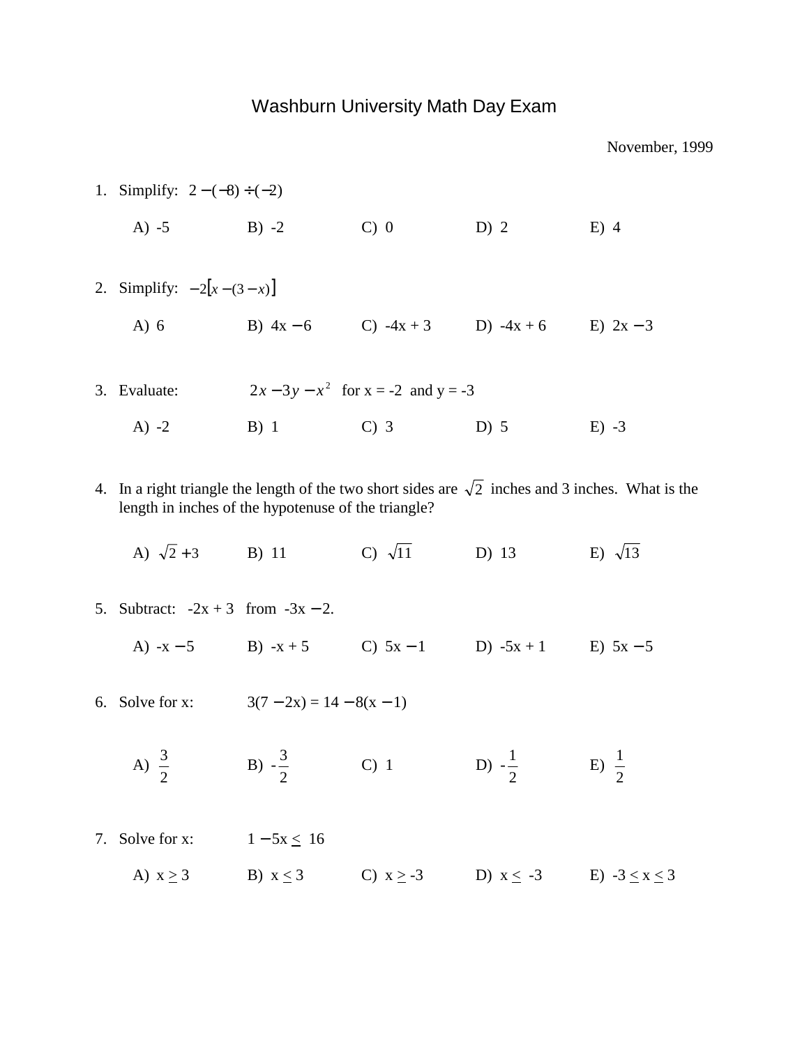# Washburn University Math Day Exam

November, 1999

1. Simplify: $2 - (-8) \div (-2)$

   A) -5 &nbsp;&nbsp;&nbsp; B) -2 &nbsp;&nbsp;&nbsp; C) 0 &nbsp;&nbsp;&nbsp; D) 2 &nbsp;&nbsp;&nbsp; E) 4

2. Simplify: $-2[x - (3 - x)]$

   A) 6 &nbsp;&nbsp;&nbsp; B) $4x - 6$ &nbsp;&nbsp;&nbsp; C) $-4x + 3$ &nbsp;&nbsp;&nbsp; D) $-4x + 6$ &nbsp;&nbsp;&nbsp; E) $2x - 3$

3. Evaluate: $2x - 3y - x^2$ for $x = -2$ and $y = -3$

   A) -2 &nbsp;&nbsp;&nbsp; B) 1 &nbsp;&nbsp;&nbsp; C) 3 &nbsp;&nbsp;&nbsp; D) 5 &nbsp;&nbsp;&nbsp; E) -3

4. In a right triangle the length of the two short sides are $\sqrt{2}$ inches and 3 inches. What is the length in inches of the hypotenuse of the triangle?

   A) $\sqrt{2} + 3$ &nbsp;&nbsp;&nbsp; B) 11 &nbsp;&nbsp;&nbsp; C) $\sqrt{11}$ &nbsp;&nbsp;&nbsp; D) 13 &nbsp;&nbsp;&nbsp; E) $\sqrt{13}$

5. Subtract: $-2x + 3$ from $-3x - 2$.

   A) $-x - 5$ &nbsp;&nbsp;&nbsp; B) $-x + 5$ &nbsp;&nbsp;&nbsp; C) $5x - 1$ &nbsp;&nbsp;&nbsp; D) $-5x + 1$ &nbsp;&nbsp;&nbsp; E) $5x - 5$

6. Solve for x: $3(7 - 2x) = 14 - 8(x - 1)$

   A) $\frac{3}{2}$ &nbsp;&nbsp;&nbsp; B) $-\frac{3}{2}$ &nbsp;&nbsp;&nbsp; C) 1 &nbsp;&nbsp;&nbsp; D) $-\frac{1}{2}$ &nbsp;&nbsp;&nbsp; E) $\frac{1}{2}$

7. Solve for x: $1 - 5x \leq 16$

   A) $x \geq 3$ &nbsp;&nbsp;&nbsp; B) $x \leq 3$ &nbsp;&nbsp;&nbsp; C) $x \geq -3$ &nbsp;&nbsp;&nbsp; D) $x \leq -3$ &nbsp;&nbsp;&nbsp; E) $-3 \leq x \leq 3$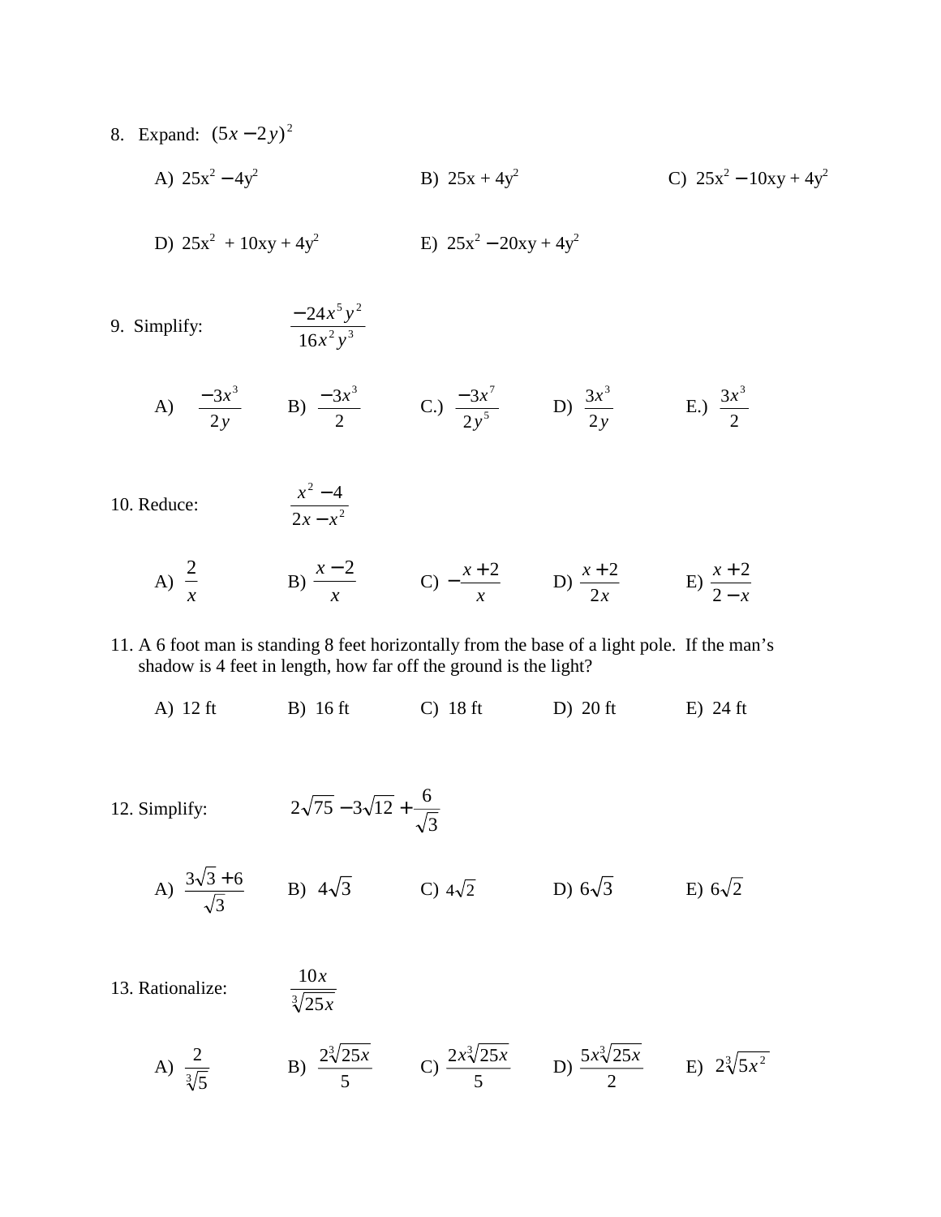8. Expand: $(5x - 2y)^2$

A) $25x^2 - 4y^2$ B) $25x + 4y^2$ C) $25x^2 - 10xy + 4y^2$

D) $25x^2 + 10xy + 4y^2$ E) $25x^2 - 20xy + 4y^2$

9. Simplify: $\dfrac{-24x^5y^2}{16x^2y^3}$

A) $\dfrac{-3x^3}{2y}$ B) $\dfrac{-3x^3}{2}$ C.) $\dfrac{-3x^7}{2y^5}$ D) $\dfrac{3x^3}{2y}$ E.) $\dfrac{3x^3}{2}$

10. Reduce: $\dfrac{x^2 - 4}{2x - x^2}$

A) $\dfrac{2}{x}$ B) $\dfrac{x-2}{x}$ C) $-\dfrac{x+2}{x}$ D) $\dfrac{x+2}{2x}$ E) $\dfrac{x+2}{2-x}$

11. A 6 foot man is standing 8 feet horizontally from the base of a light pole. If the man's shadow is 4 feet in length, how far off the ground is the light?

A) 12 ft B) 16 ft C) 18 ft D) 20 ft E) 24 ft

12. Simplify: $2\sqrt{75} - 3\sqrt{12} + \dfrac{6}{\sqrt{3}}$

A) $\dfrac{3\sqrt{3}+6}{\sqrt{3}}$ B) $4\sqrt{3}$ C) $4\sqrt{2}$ D) $6\sqrt{3}$ E) $6\sqrt{2}$

13. Rationalize: $\dfrac{10x}{\sqrt[3]{25x}}$

A) $\dfrac{2}{\sqrt[3]{5}}$ B) $\dfrac{2\sqrt[3]{25x}}{5}$ C) $\dfrac{2x\sqrt[3]{25x}}{5}$ D) $\dfrac{5x\sqrt[3]{25x}}{2}$ E) $2\sqrt[3]{5x^2}$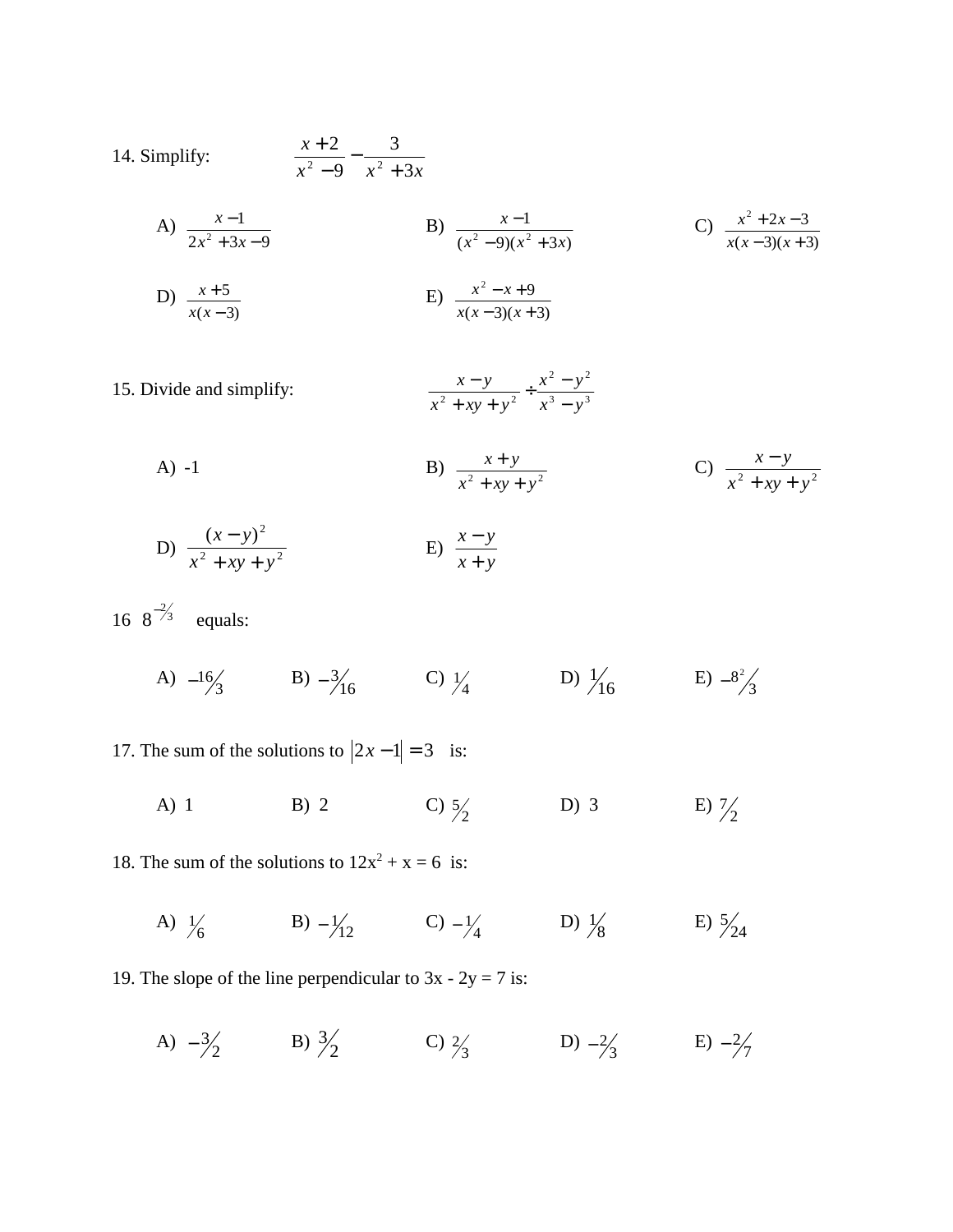14. Simplify: $\dfrac{x+2}{x^2-9} - \dfrac{3}{x^2+3x}$

A) $\dfrac{x-1}{2x^2+3x-9}$  B) $\dfrac{x-1}{(x^2-9)(x^2+3x)}$  C) $\dfrac{x^2+2x-3}{x(x-3)(x+3)}$

D) $\dfrac{x+5}{x(x-3)}$  E) $\dfrac{x^2-x+9}{x(x-3)(x+3)}$

15. Divide and simplify: $\dfrac{x-y}{x^2+xy+y^2} \div \dfrac{x^2-y^2}{x^3-y^3}$

A) -1  B) $\dfrac{x+y}{x^2+xy+y^2}$  C) $\dfrac{x-y}{x^2+xy+y^2}$

D) $\dfrac{(x-y)^2}{x^2+xy+y^2}$  E) $\dfrac{x-y}{x+y}$

16 $8^{-2/3}$ equals:

A) $-16/3$  B) $-3/16$  C) $1/4$  D) $1/16$  E) $-8^2/3$

17. The sum of the solutions to $|2x-1|=3$ is:

A) 1  B) 2  C) $5/2$  D) 3  E) $7/2$

18. The sum of the solutions to $12x^2 + x = 6$ is:

A) $1/6$  B) $-1/12$  C) $-1/4$  D) $1/8$  E) $5/24$

19. The slope of the line perpendicular to 3x - 2y = 7 is:

A) $-3/2$  B) $3/2$  C) $2/3$  D) $-2/3$  E) $-2/7$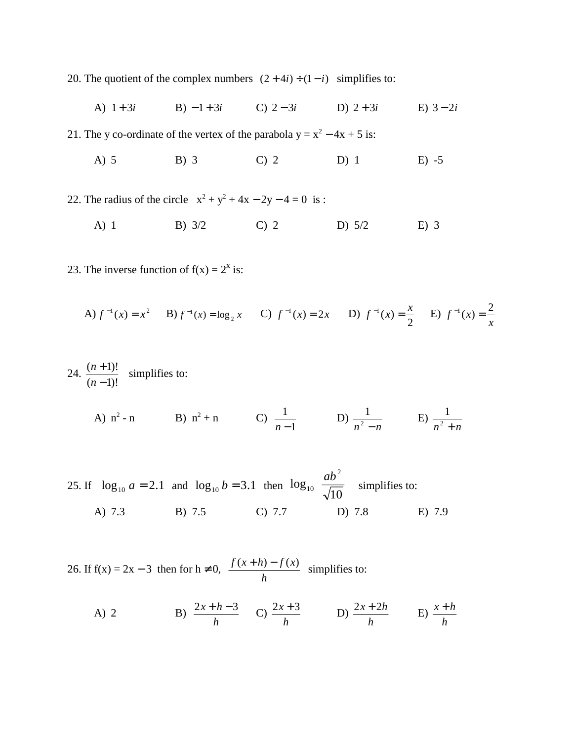20. The quotient of the complex numbers $(2+4i)\div(1-i)$ simplifies to:

A) $1+3i$ B) $-1+3i$ C) $2-3i$ D) $2+3i$ E) $3-2i$

21. The y co-ordinate of the vertex of the parabola $y = x^2 - 4x + 5$ is:

A) 5 B) 3 C) 2 D) 1 E) -5

22. The radius of the circle $x^2 + y^2 + 4x - 2y - 4 = 0$ is :

A) 1 B) 3/2 C) 2 D) 5/2 E) 3

23. The inverse function of $f(x) = 2^x$ is:

A) $f^{-1}(x) = x^2$ B) $f^{-1}(x) = \log_2 x$ C) $f^{-1}(x) = 2x$ D) $f^{-1}(x) = \dfrac{x}{2}$ E) $f^{-1}(x) = \dfrac{2}{x}$

24. $\dfrac{(n+1)!}{(n-1)!}$ simplifies to:

A) $n^2 - n$ B) $n^2 + n$ C) $\dfrac{1}{n-1}$ D) $\dfrac{1}{n^2-n}$ E) $\dfrac{1}{n^2+n}$

25. If $\log_{10} a = 2.1$ and $\log_{10} b = 3.1$ then $\log_{10} \dfrac{ab^2}{\sqrt{10}}$ simplifies to:

A) 7.3 B) 7.5 C) 7.7 D) 7.8 E) 7.9

26. If $f(x) = 2x - 3$ then for $h \neq 0$, $\dfrac{f(x+h)-f(x)}{h}$ simplifies to:

A) 2 B) $\dfrac{2x+h-3}{h}$ C) $\dfrac{2x+3}{h}$ D) $\dfrac{2x+2h}{h}$ E) $\dfrac{x+h}{h}$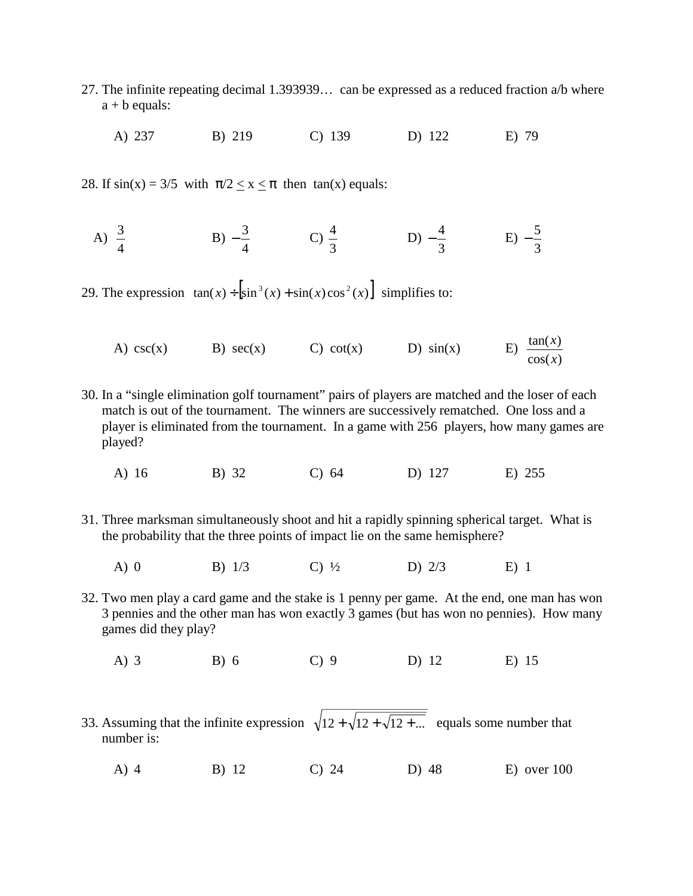27. The infinite repeating decimal 1.393939… can be expressed as a reduced fraction a/b where a + b equals:

A) 237 B) 219 C) 139 D) 122 E) 79

28. If sin(x) = 3/5 with $\pi/2 \leq x \leq \pi$ then tan(x) equals:

A) $\frac{3}{4}$ B) $-\frac{3}{4}$ C) $\frac{4}{3}$ D) $-\frac{4}{3}$ E) $-\frac{5}{3}$

29. The expression $\tan(x) \div \left[\sin^3(x) + \sin(x)\cos^2(x)\right]$ simplifies to:

A) csc(x) B) sec(x) C) cot(x) D) sin(x) E) $\frac{\tan(x)}{\cos(x)}$

30. In a "single elimination golf tournament" pairs of players are matched and the loser of each match is out of the tournament. The winners are successively rematched. One loss and a player is eliminated from the tournament. In a game with 256 players, how many games are played?

A) 16 B) 32 C) 64 D) 127 E) 255

31. Three marksman simultaneously shoot and hit a rapidly spinning spherical target. What is the probability that the three points of impact lie on the same hemisphere?

A) 0 B) 1/3 C) ½ D) 2/3 E) 1

32. Two men play a card game and the stake is 1 penny per game. At the end, one man has won 3 pennies and the other man has won exactly 3 games (but has won no pennies). How many games did they play?

A) 3 B) 6 C) 9 D) 12 E) 15

33. Assuming that the infinite expression $\sqrt{12 + \sqrt{12 + \sqrt{12 + \ldots}}}$ equals some number that number is:

A) 4 B) 12 C) 24 D) 48 E) over 100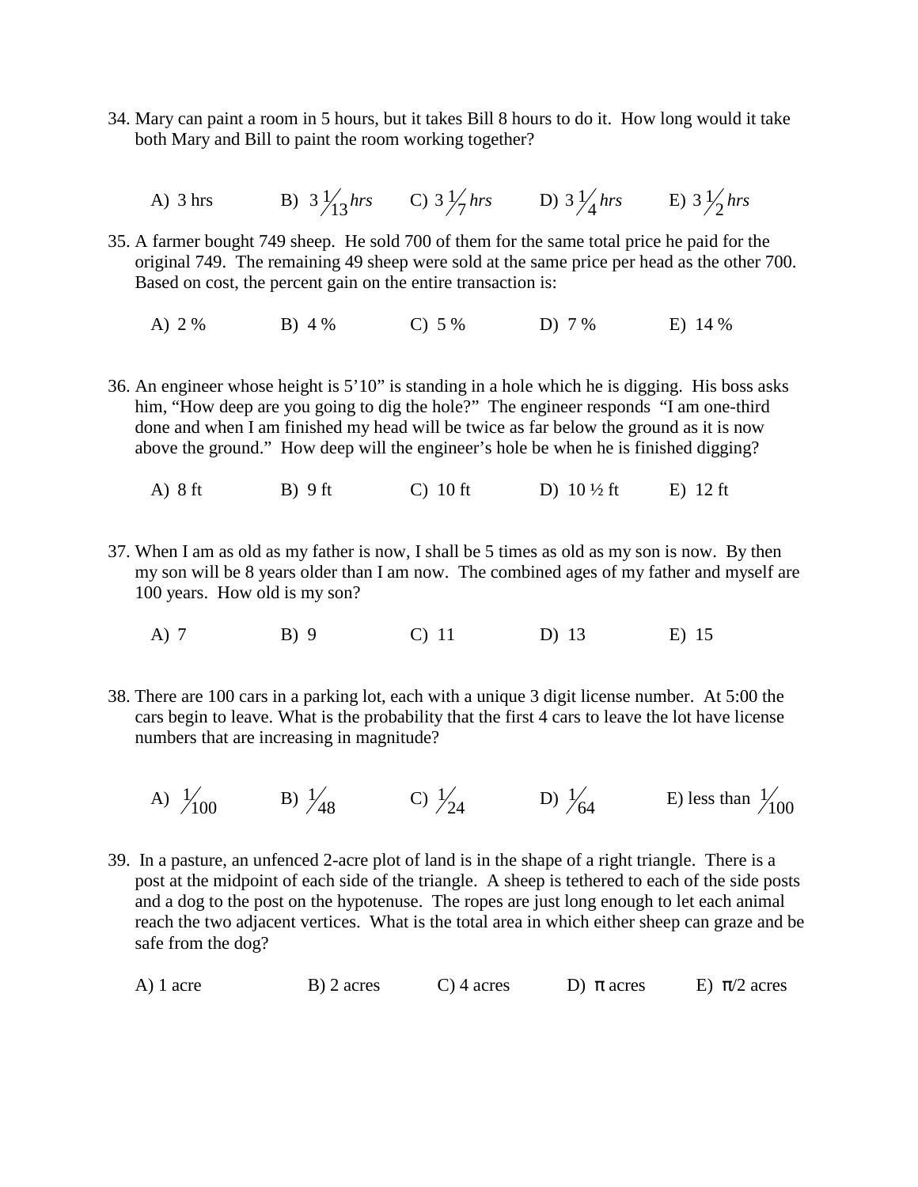34. Mary can paint a room in 5 hours, but it takes Bill 8 hours to do it. How long would it take both Mary and Bill to paint the room working together?

    A) 3 hrs  B) $3\frac{1}{13}$ *hrs*  C) $3\frac{1}{7}$ *hrs*  D) $3\frac{1}{4}$ *hrs*  E) $3\frac{1}{2}$ *hrs*

35. A farmer bought 749 sheep. He sold 700 of them for the same total price he paid for the original 749. The remaining 49 sheep were sold at the same price per head as the other 700. Based on cost, the percent gain on the entire transaction is:

    A) 2 %  B) 4 %  C) 5 %  D) 7 %  E) 14 %

36. An engineer whose height is 5'10" is standing in a hole which he is digging. His boss asks him, "How deep are you going to dig the hole?" The engineer responds "I am one-third done and when I am finished my head will be twice as far below the ground as it is now above the ground." How deep will the engineer's hole be when he is finished digging?

    A) 8 ft  B) 9 ft  C) 10 ft  D) 10 ½ ft  E) 12 ft

37. When I am as old as my father is now, I shall be 5 times as old as my son is now. By then my son will be 8 years older than I am now. The combined ages of my father and myself are 100 years. How old is my son?

    A) 7  B) 9  C) 11  D) 13  E) 15

38. There are 100 cars in a parking lot, each with a unique 3 digit license number. At 5:00 the cars begin to leave. What is the probability that the first 4 cars to leave the lot have license numbers that are increasing in magnitude?

    A) $\frac{1}{100}$  B) $\frac{1}{48}$  C) $\frac{1}{24}$  D) $\frac{1}{64}$  E) less than $\frac{1}{100}$

39. In a pasture, an unfenced 2-acre plot of land is in the shape of a right triangle. There is a post at the midpoint of each side of the triangle. A sheep is tethered to each of the side posts and a dog to the post on the hypotenuse. The ropes are just long enough to let each animal reach the two adjacent vertices. What is the total area in which either sheep can graze and be safe from the dog?

    A) 1 acre  B) 2 acres  C) 4 acres  D) $\pi$ acres  E) $\pi/2$ acres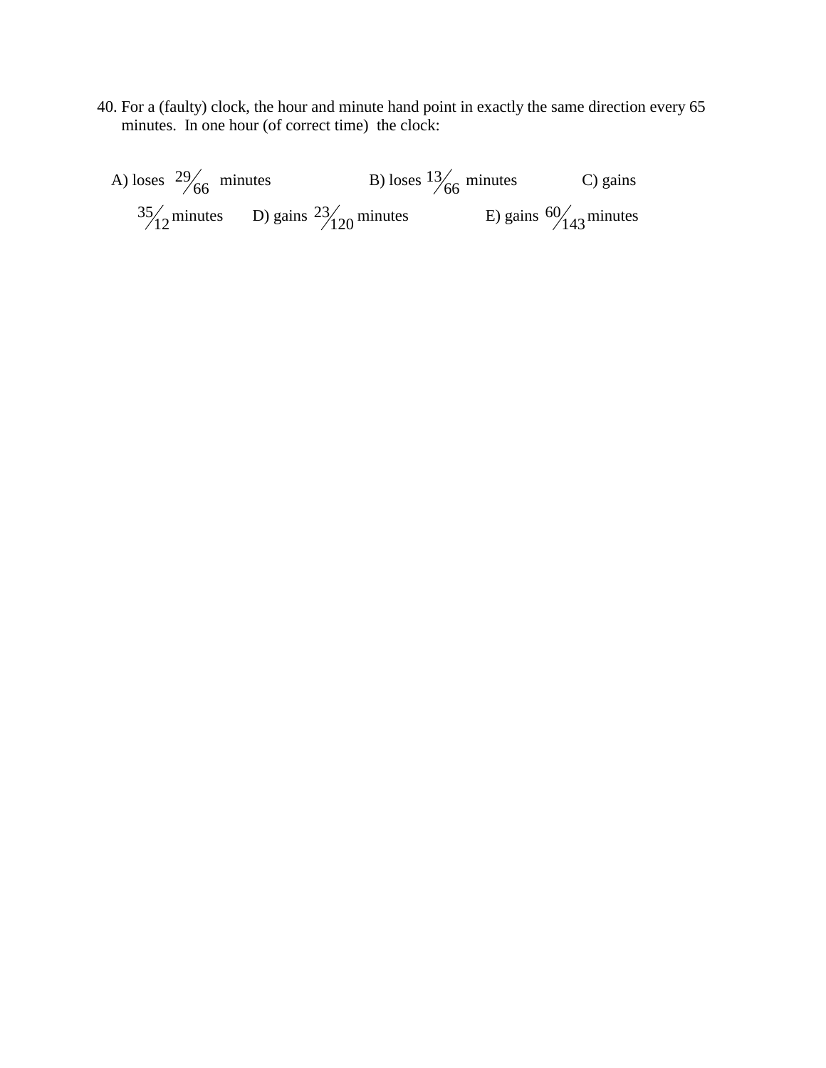40. For a (faulty) clock, the hour and minute hand point in exactly the same direction every 65 minutes. In one hour (of correct time) the clock:

A) loses $\frac{29}{66}$ minutes B) loses $\frac{13}{66}$ minutes C) gains $\frac{35}{12}$ minutes D) gains $\frac{23}{120}$ minutes E) gains $\frac{60}{143}$ minutes